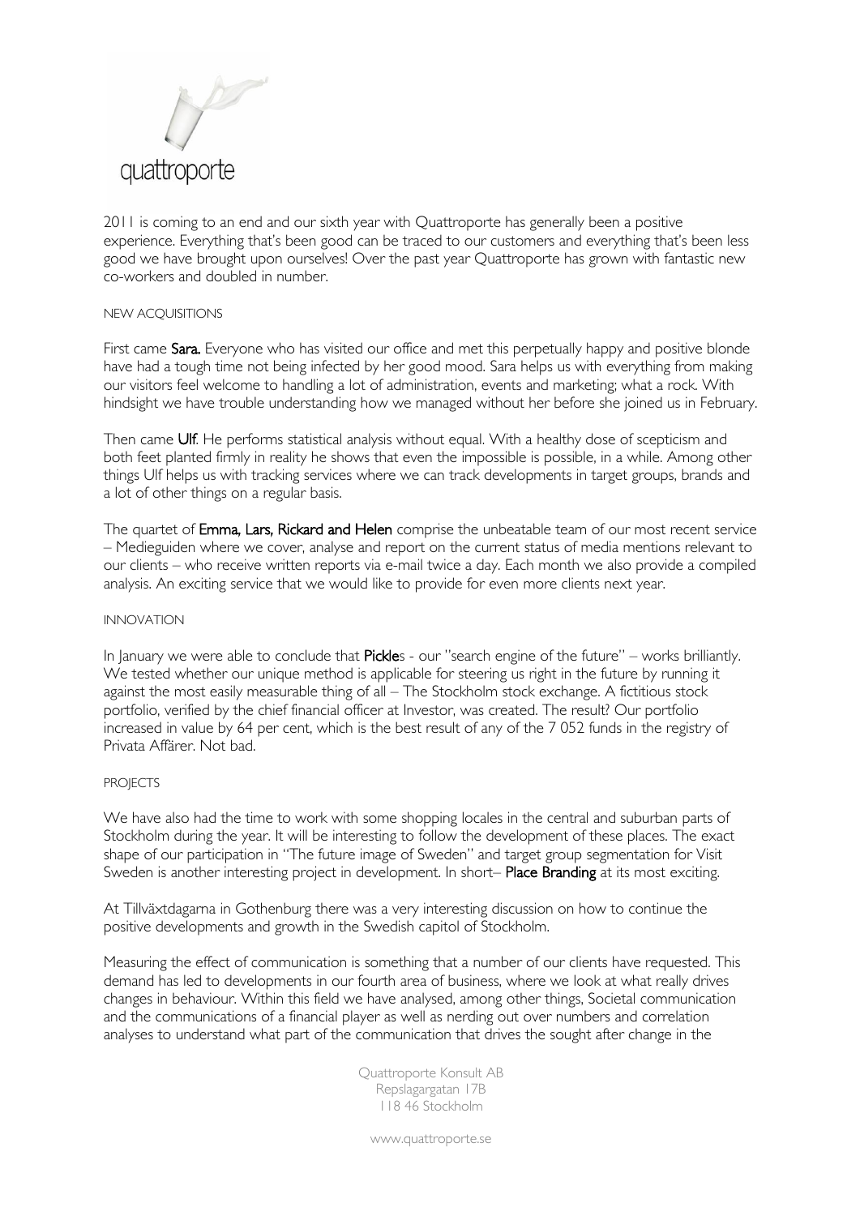quattroporte

2011 is coming to an end and our sixth year with Quattroporte has generally been a positive experience. Everything that's been good can be traced to our customers and everything that's been less good we have brought upon ourselves! Over the past year Quattroporte has grown with fantastic new co-workers and doubled in number.

## NEW ACQUISITIONS

First came **Sara.** Everyone who has visited our office and met this perpetually happy and positive blonde have had a tough time not being infected by her good mood. Sara helps us with everything from making our visitors feel welcome to handling a lot of administration, events and marketing; what a rock. With hindsight we have trouble understanding how we managed without her before she joined us in February.

Then came **Ulf**. He performs statistical analysis without equal. With a healthy dose of scepticism and both feet planted firmly in reality he shows that even the impossible is possible, in a while. Among other things Ulf helps us with tracking services where we can track developments in target groups, brands and a lot of other things on a regular basis.

The quartet of **Emma, Lars, Rickard and Helen** comprise the unbeatable team of our most recent service – Medieguiden where we cover, analyse and report on the current status of media mentions relevant to our clients – who receive written reports via e-mail twice a day. Each month we also provide a compiled analysis. An exciting service that we would like to provide for even more clients next year.

## INNOVATION

In January we were able to conclude that **Pickle**s - our "search engine of the future" – works brilliantly. We tested whether our unique method is applicable for steering us right in the future by running it against the most easily measurable thing of all – The Stockholm stock exchange. A fictitious stock portfolio, verified by the chief financial officer at Investor, was created. The result? Our portfolio increased in value by 64 per cent, which is the best result of any of the 7 052 funds in the registry of Privata Affärer. Not bad.

## PROJECTS

We have also had the time to work with some shopping locales in the central and suburban parts of Stockholm during the year. It will be interesting to follow the development of these places. The exact shape of our participation in "The future image of Sweden" and target group segmentation for Visit Sweden is another interesting project in development. In short– **Place Branding** at its most exciting.

At Tillväxtdagarna in Gothenburg there was a very interesting discussion on how to continue the positive developments and growth in the Swedish capitol of Stockholm.

Measuring the effect of communication is something that a number of our clients have requested. This demand has led to developments in our fourth area of business, where we look at what really drives changes in behaviour. Within this field we have analysed, among other things, Societal communication and the communications of a financial player as well as nerding out over numbers and correlation analyses to understand what part of the communication that drives the sought after change in the

Quattroporte Konsult AB
Repslagargatan 17B
118 46 Stockholm

www.quattroporte.se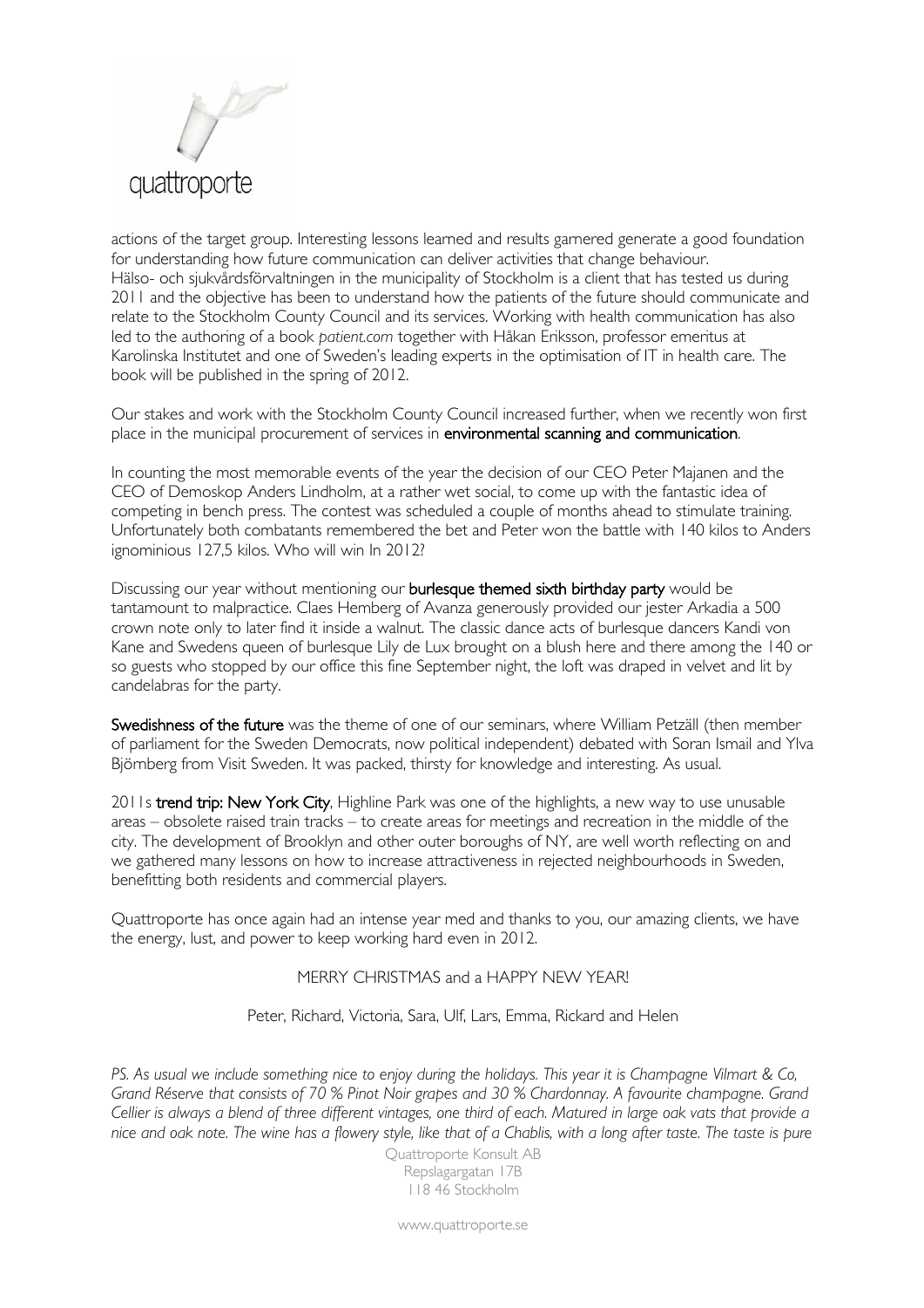actions of the target group. Interesting lessons learned and results garnered generate a good foundation for understanding how future communication can deliver activities that change behaviour. Hälso- och sjukvårdsförvaltningen in the municipality of Stockholm is a client that has tested us during 2011 and the objective has been to understand how the patients of the future should communicate and relate to the Stockholm County Council and its services. Working with health communication has also led to the authoring of a book *patient.com* together with Håkan Eriksson, professor emeritus at Karolinska Institutet and one of Sweden's leading experts in the optimisation of IT in health care. The book will be published in the spring of 2012.

Our stakes and work with the Stockholm County Council increased further, when we recently won first place in the municipal procurement of services in **environmental scanning and communication**.

In counting the most memorable events of the year the decision of our CEO Peter Majanen and the CEO of Demoskop Anders Lindholm, at a rather wet social, to come up with the fantastic idea of competing in bench press. The contest was scheduled a couple of months ahead to stimulate training. Unfortunately both combatants remembered the bet and Peter won the battle with 140 kilos to Anders ignominious 127,5 kilos. Who will win In 2012?

Discussing our year without mentioning our **burlesque themed sixth birthday party** would be tantamount to malpractice. Claes Hemberg of Avanza generously provided our jester Arkadia a 500 crown note only to later find it inside a walnut. The classic dance acts of burlesque dancers Kandi von Kane and Swedens queen of burlesque Lily de Lux brought on a blush here and there among the 140 or so guests who stopped by our office this fine September night, the loft was draped in velvet and lit by candelabras for the party.

**Swedishness of the future** was the theme of one of our seminars, where William Petzäll (then member of parliament for the Sweden Democrats, now political independent) debated with Soran Ismail and Ylva Björnberg from Visit Sweden. It was packed, thirsty for knowledge and interesting. As usual.

2011s **trend trip: New York City**, Highline Park was one of the highlights, a new way to use unusable areas – obsolete raised train tracks – to create areas for meetings and recreation in the middle of the city. The development of Brooklyn and other outer boroughs of NY, are well worth reflecting on and we gathered many lessons on how to increase attractiveness in rejected neighbourhoods in Sweden, benefitting both residents and commercial players.

Quattroporte has once again had an intense year med and thanks to you, our amazing clients, we have the energy, lust, and power to keep working hard even in 2012.

MERRY CHRISTMAS and a HAPPY NEW YEAR!

Peter, Richard, Victoria, Sara, Ulf, Lars, Emma, Rickard and Helen

*PS. As usual we include something nice to enjoy during the holidays. This year it is Champagne Vilmart & Co, Grand Réserve that consists of 70 % Pinot Noir grapes and 30 % Chardonnay. A favourite champagne. Grand Cellier is always a blend of three different vintages, one third of each. Matured in large oak vats that provide a nice and oak note. The wine has a flowery style, like that of a Chablis, with a long after taste. The taste is pure*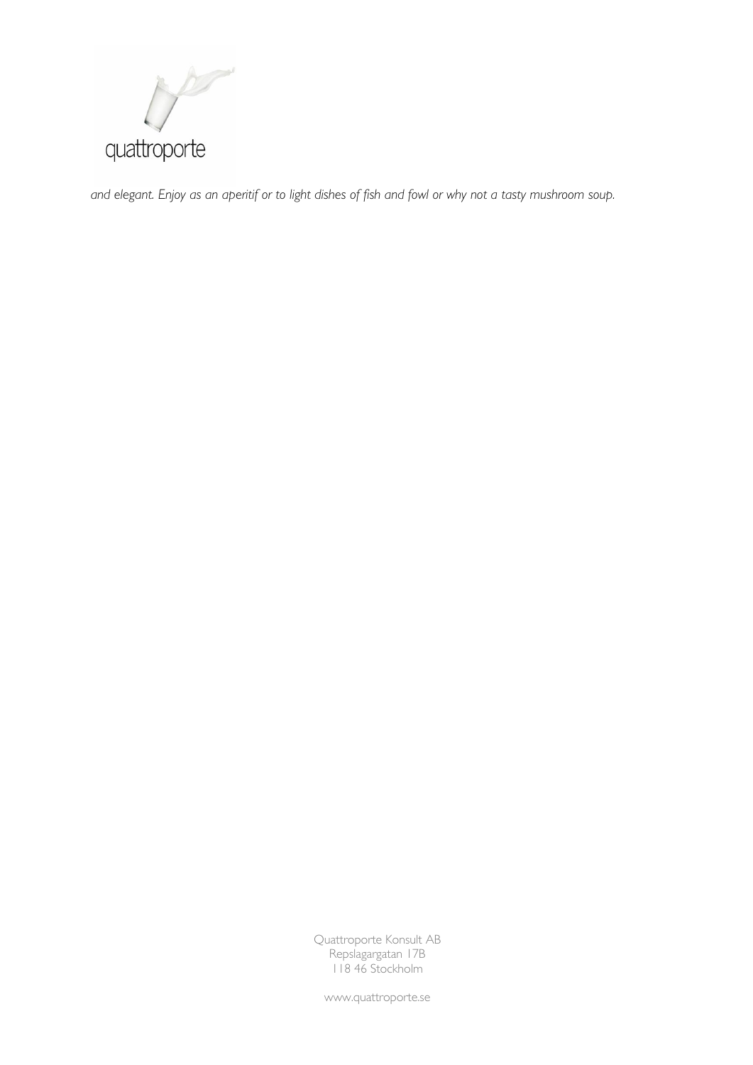*and elegant. Enjoy as an aperitif or to light dishes of fish and fowl or why not a tasty mushroom soup.*